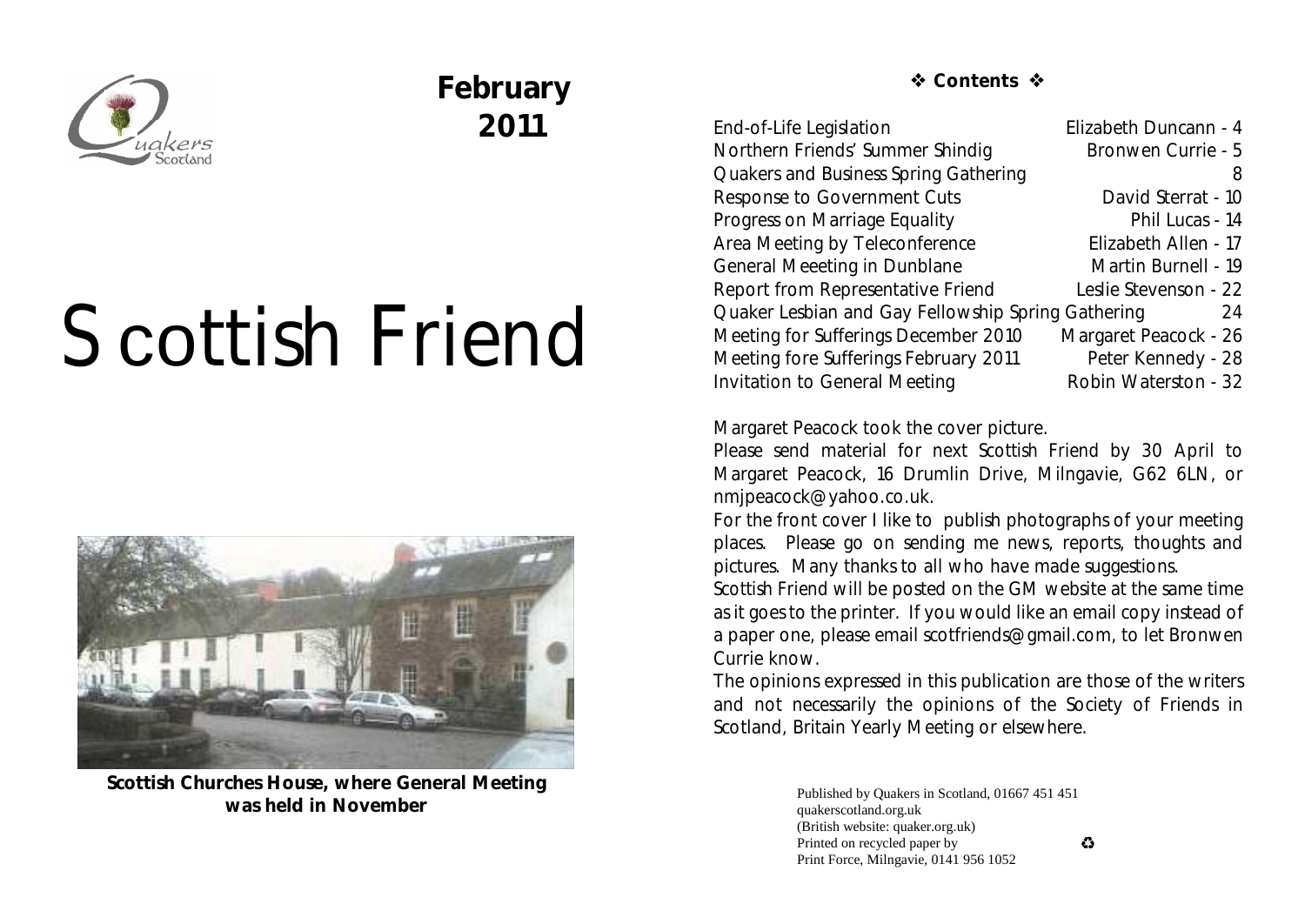**February 2011**

# Scottish Friend

**Scottish Churches House, where General Meeting was held in November**

**❖ Contents ❖**

| | |
|---|---|
| End-of-Life Legislation | Elizabeth Duncann - 4 |
| Northern Friends' Summer Shindig | Bronwen Currie - 5 |
| Quakers and Business Spring Gathering | 8 |
| Response to Government Cuts | David Sterrat - 10 |
| Progress on Marriage Equality | Phil Lucas - 14 |
| Area Meeting by Teleconference | Elizabeth Allen - 17 |
| General Meeeting in Dunblane | Martin Burnell - 19 |
| Report from Representative Friend | Leslie Stevenson - 22 |
| Quaker Lesbian and Gay Fellowship Spring Gathering | 24 |
| Meeting for Sufferings December 2010 | Margaret Peacock - 26 |
| Meeting fore Sufferings February 2011 | Peter Kennedy - 28 |
| Invitation to General Meeting | Robin Waterston - 32 |

Margaret Peacock took the cover picture.

Please send material for next Scottish Friend by 30 April to Margaret Peacock, 16 Drumlin Drive, Milngavie, G62 6LN, or nmjpeacock@yahoo.co.uk.

For the front cover I like to publish photographs of your meeting places. Please go on sending me news, reports, thoughts and pictures. Many thanks to all who have made suggestions.

Scottish Friend will be posted on the GM website at the same time as it goes to the printer. If you would like an email copy instead of a paper one, please email scotfriends@gmail.com, to let Bronwen Currie know.

The opinions expressed in this publication are those of the writers and not necessarily the opinions of the Society of Friends in Scotland, Britain Yearly Meeting or elsewhere.

Published by Quakers in Scotland, 01667 451 451
quakerscotland.org.uk
(British website: quaker.org.uk)
Printed on recycled paper by ♻
Print Force, Milngavie, 0141 956 1052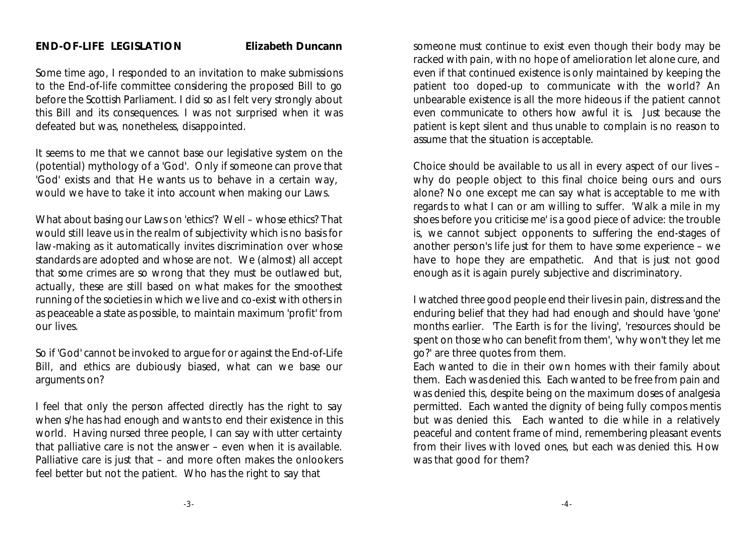## END-OF-LIFE LEGISLATION

**Elizabeth Duncann**

Some time ago, I responded to an invitation to make submissions to the End-of-life committee considering the proposed Bill to go before the Scottish Parliament. I did so as I felt very strongly about this Bill and its consequences. I was not surprised when it was defeated but was, nonetheless, disappointed.

It seems to me that we cannot base our legislative system on the (potential) mythology of a 'God'. Only if someone can prove that 'God' exists and that He wants us to behave in a certain way, would we have to take it into account when making our Laws.

What about basing our Laws on 'ethics'? Well – whose ethics? That would still leave us in the realm of subjectivity which is no basis for law-making as it automatically invites discrimination over whose standards are adopted and whose are not. We (almost) all accept that some crimes are so wrong that they must be outlawed but, actually, these are still based on what makes for the smoothest running of the societies in which we live and co-exist with others in as peaceable a state as possible, to maintain maximum 'profit' from our lives.

So if 'God' cannot be invoked to argue for or against the End-of-Life Bill, and ethics are dubiously biased, what can we base our arguments on?

I feel that only the person affected directly has the right to say when s/he has had enough and wants to end their existence in this world. Having nursed three people, I can say with utter certainty that palliative care is not the answer – even when it is available. Palliative care is just that – and more often makes the onlookers feel better but not the patient. Who has the right to say that someone must continue to exist even though their body may be racked with pain, with no hope of amelioration let alone cure, and even if that continued existence is only maintained by keeping the patient too doped-up to communicate with the world? An unbearable existence is all the more hideous if the patient cannot even communicate to others how awful it is. Just because the patient is kept silent and thus unable to complain is no reason to assume that the situation is acceptable.

Choice should be available to us all in every aspect of our lives – why do people object to this final choice being ours and ours alone? No one except me can say what is acceptable to me with regards to what I can or am willing to suffer. 'Walk a mile in my shoes before you criticise me' is a good piece of advice: the trouble is, we cannot subject opponents to suffering the end-stages of another person's life just for them to have some experience – we have to hope they are empathetic. And that is just not good enough as it is again purely subjective and discriminatory.

I watched three good people end their lives in pain, distress and the enduring belief that they had had enough and should have 'gone' months earlier. 'The Earth is for the living', 'resources should be spent on those who can benefit from them', 'why won't they let me go?' are three quotes from them.

Each wanted to die in their own homes with their family about them. Each was denied this. Each wanted to be free from pain and was denied this, despite being on the maximum doses of analgesia permitted. Each wanted the dignity of being fully compos mentis but was denied this. Each wanted to die while in a relatively peaceful and content frame of mind, remembering pleasant events from their lives with loved ones, but each was denied this. How was that good for them?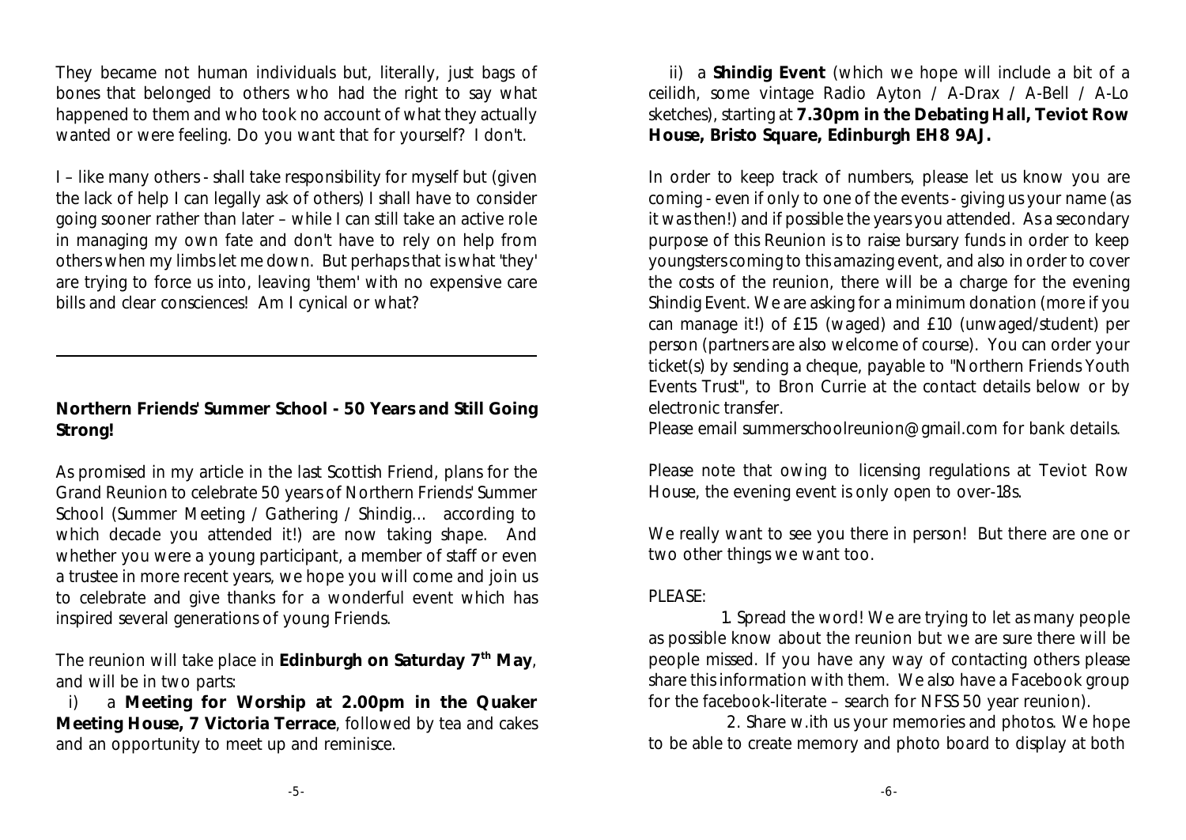They became not human individuals but, literally, just bags of bones that belonged to others who had the right to say what happened to them and who took no account of what they actually wanted or were feeling. Do you want that for yourself? I don't.

I – like many others - shall take responsibility for myself but (given the lack of help I can legally ask of others) I shall have to consider going sooner rather than later – while I can still take an active role in managing my own fate and don't have to rely on help from others when my limbs let me down. But perhaps that is what 'they' are trying to force us into, leaving 'them' with no expensive care bills and clear consciences! Am I cynical or what?

---

## Northern Friends' Summer School - 50 Years and Still Going Strong!

As promised in my article in the last Scottish Friend, plans for the Grand Reunion to celebrate 50 years of Northern Friends' Summer School (Summer Meeting / Gathering / Shindig... according to which decade you attended it!) are now taking shape. And whether you were a young participant, a member of staff or even a trustee in more recent years, we hope you will come and join us to celebrate and give thanks for a wonderful event which has inspired several generations of young Friends.

The reunion will take place in **Edinburgh on Saturday 7th May**, and will be in two parts:

i) a **Meeting for Worship at 2.00pm in the Quaker Meeting House, 7 Victoria Terrace**, followed by tea and cakes and an opportunity to meet up and reminisce.

ii) a **Shindig Event** (which we hope will include a bit of a ceilidh, some vintage Radio Ayton / A-Drax / A-Bell / A-Lo sketches), starting at **7.30pm in the Debating Hall, Teviot Row House, Bristo Square, Edinburgh EH8 9AJ.**

In order to keep track of numbers, please let us know you are coming - even if only to one of the events - giving us your name (as it was then!) and if possible the years you attended. As a secondary purpose of this Reunion is to raise bursary funds in order to keep youngsters coming to this amazing event, and also in order to cover the costs of the reunion, there will be a charge for the evening Shindig Event. We are asking for a minimum donation (more if you can manage it!) of £15 (waged) and £10 (unwaged/student) per person (partners are also welcome of course). You can order your ticket(s) by sending a cheque, payable to "Northern Friends Youth Events Trust", to Bron Currie at the contact details below or by electronic transfer.
Please email summerschoolreunion@gmail.com for bank details.

Please note that owing to licensing regulations at Teviot Row House, the evening event is only open to over-18s.

We really want to see you there in person! But there are one or two other things we want too.

PLEASE:

1. Spread the word! We are trying to let as many people as possible know about the reunion but we are sure there will be people missed. If you have any way of contacting others please share this information with them. We also have a Facebook group for the facebook-literate – search for NFSS 50 year reunion).

2. Share w.ith us your memories and photos. We hope to be able to create memory and photo board to display at both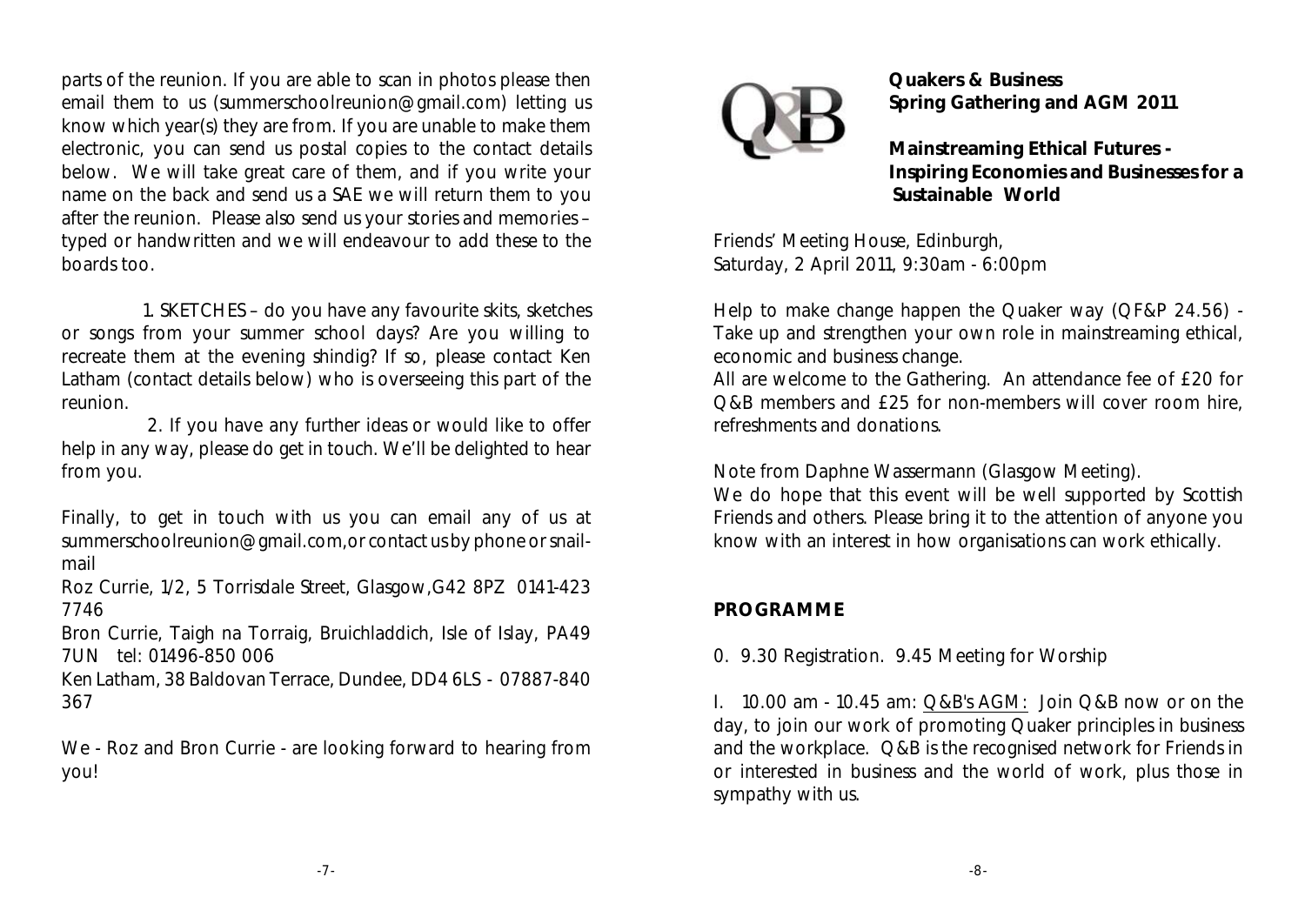parts of the reunion. If you are able to scan in photos please then email them to us (summerschoolreunion@gmail.com) letting us know which year(s) they are from. If you are unable to make them electronic, you can send us postal copies to the contact details below. We will take great care of them, and if you write your name on the back and send us a SAE we will return them to you after the reunion. Please also send us your stories and memories – typed or handwritten and we will endeavour to add these to the boards too.

1. SKETCHES – do you have any favourite skits, sketches or songs from your summer school days? Are you willing to recreate them at the evening shindig? If so, please contact Ken Latham (contact details below) who is overseeing this part of the reunion.

2. If you have any further ideas or would like to offer help in any way, please do get in touch. We'll be delighted to hear from you.

Finally, to get in touch with us you can email any of us at summerschoolreunion@gmail.com,or contact us by phone or snail-mail

Roz Currie, 1/2, 5 Torrisdale Street, Glasgow,G42 8PZ 0141-423 7746

Bron Currie, Taigh na Torraig, Bruichladdich, Isle of Islay, PA49 7UN tel: 01496-850 006

Ken Latham, 38 Baldovan Terrace, Dundee, DD4 6LS - 07887-840 367

We - Roz and Bron Currie - are looking forward to hearing from you!

**Quakers & Business**
**Spring Gathering and AGM 2011**

**Mainstreaming Ethical Futures - Inspiring Economies and Businesses for a Sustainable World**

Friends' Meeting House, Edinburgh,
Saturday, 2 April 2011, 9:30am - 6:00pm

Help to make change happen the Quaker way (QF&P 24.56) - Take up and strengthen your own role in mainstreaming ethical, economic and business change.

All are welcome to the Gathering. An attendance fee of £20 for Q&B members and £25 for non-members will cover room hire, refreshments and donations.

Note from Daphne Wassermann (Glasgow Meeting).
We do hope that this event will be well supported by Scottish Friends and others. Please bring it to the attention of anyone you know with an interest in how organisations can work ethically.

**PROGRAMME**

0. 9.30 Registration. 9.45 Meeting for Worship

I. 10.00 am - 10.45 am: Q&B's AGM: Join Q&B now or on the day, to join our work of promoting Quaker principles in business and the workplace. Q&B is the recognised network for Friends in or interested in business and the world of work, plus those in sympathy with us.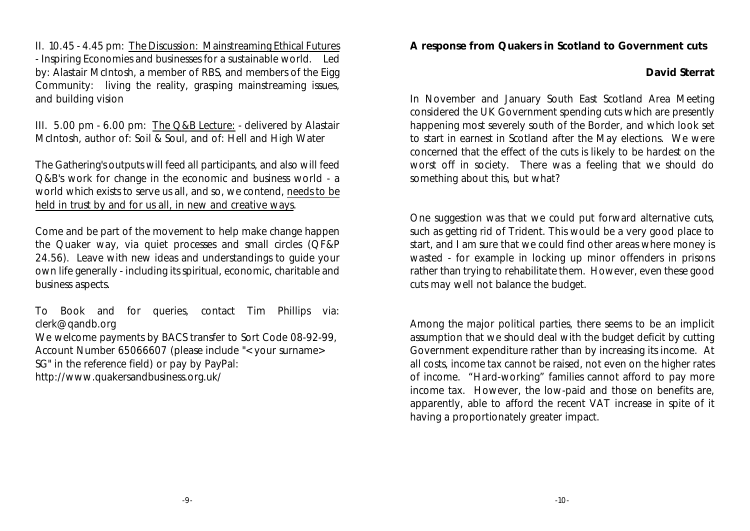II. 10.45 - 4.45 pm: The Discussion: Mainstreaming Ethical Futures - Inspiring Economies and businesses for a sustainable world. Led by: Alastair McIntosh, a member of RBS, and members of the Eigg Community: living the reality, grasping mainstreaming issues, and building vision

III. 5.00 pm - 6.00 pm: The Q&B Lecture: - delivered by Alastair McIntosh, author of: Soil & Soul, and of: Hell and High Water

The Gathering's outputs will feed all participants, and also will feed Q&B's work for change in the economic and business world - a world which exists to serve us all, and so, we contend, needs to be held in trust by and for us all, in new and creative ways.

Come and be part of the movement to help make change happen the Quaker way, via quiet processes and small circles (QF&P 24.56). Leave with new ideas and understandings to guide your own life generally - including its spiritual, economic, charitable and business aspects.

To Book and for queries, contact Tim Phillips via: clerk@qandb.org
We welcome payments by BACS transfer to Sort Code 08-92-99, Account Number 65066607 (please include "<your surname> SG" in the reference field) or pay by PayPal: http://www.quakersandbusiness.org.uk/

## A response from Quakers in Scotland to Government cuts

**David Sterrat**

In November and January South East Scotland Area Meeting considered the UK Government spending cuts which are presently happening most severely south of the Border, and which look set to start in earnest in Scotland after the May elections. We were concerned that the effect of the cuts is likely to be hardest on the worst off in society. There was a feeling that we should do something about this, but what?

One suggestion was that we could put forward alternative cuts, such as getting rid of Trident. This would be a very good place to start, and I am sure that we could find other areas where money is wasted - for example in locking up minor offenders in prisons rather than trying to rehabilitate them. However, even these good cuts may well not balance the budget.

Among the major political parties, there seems to be an implicit assumption that we should deal with the budget deficit by cutting Government expenditure rather than by increasing its income. At all costs, income tax cannot be raised, not even on the higher rates of income. "Hard-working" families cannot afford to pay more income tax. However, the low-paid and those on benefits are, apparently, able to afford the recent VAT increase in spite of it having a proportionately greater impact.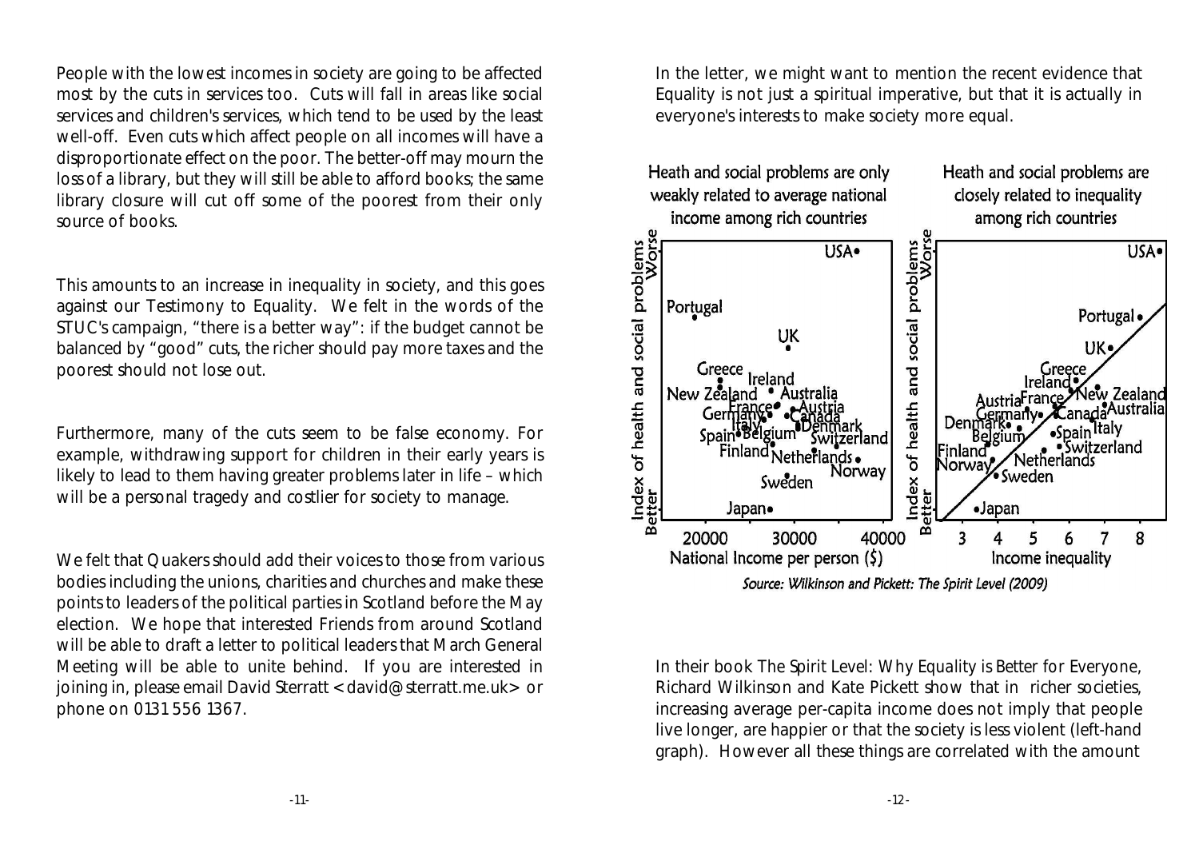People with the lowest incomes in society are going to be affected most by the cuts in services too. Cuts will fall in areas like social services and children's services, which tend to be used by the least well-off. Even cuts which affect people on all incomes will have a disproportionate effect on the poor. The better-off may mourn the loss of a library, but they will still be able to afford books; the same library closure will cut off some of the poorest from their only source of books.

This amounts to an increase in inequality in society, and this goes against our Testimony to Equality. We felt in the words of the STUC's campaign, "there is a better way": if the budget cannot be balanced by "good" cuts, the richer should pay more taxes and the poorest should not lose out.

Furthermore, many of the cuts seem to be false economy. For example, withdrawing support for children in their early years is likely to lead to them having greater problems later in life – which will be a personal tragedy and costlier for society to manage.

We felt that Quakers should add their voices to those from various bodies including the unions, charities and churches and make these points to leaders of the political parties in Scotland before the May election. We hope that interested Friends from around Scotland will be able to draft a letter to political leaders that March General Meeting will be able to unite behind. If you are interested in joining in, please email David Sterratt <david@sterratt.me.uk> or phone on 0131 556 1367.

In the letter, we might want to mention the recent evidence that Equality is not just a spiritual imperative, but that it is actually in everyone's interests to make society more equal.

Heath and social problems are only weakly related to average national income among rich countries

Heath and social problems are closely related to inequality among rich countries

*Source: Wilkinson and Pickett: The Spirit Level (2009)*

In their book The Spirit Level: Why Equality is Better for Everyone, Richard Wilkinson and Kate Pickett show that in richer societies, increasing average per-capita income does not imply that people live longer, are happier or that the society is less violent (left-hand graph). However all these things are correlated with the amount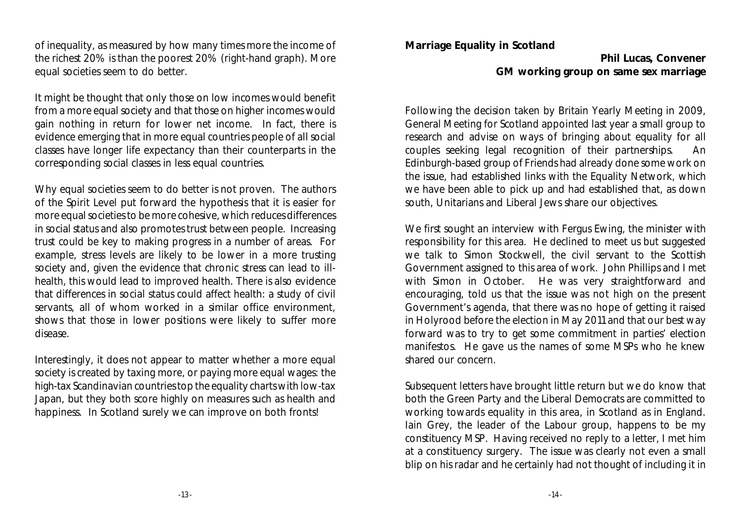of inequality, as measured by how many times more the income of the richest 20% is than the poorest 20% (right-hand graph). More equal societies seem to do better.

It might be thought that only those on low incomes would benefit from a more equal society and that those on higher incomes would gain nothing in return for lower net income. In fact, there is evidence emerging that in more equal countries people of all social classes have longer life expectancy than their counterparts in the corresponding social classes in less equal countries.

Why equal societies seem to do better is not proven. The authors of the Spirit Level put forward the hypothesis that it is easier for more equal societies to be more cohesive, which reduces differences in social status and also promotes trust between people. Increasing trust could be key to making progress in a number of areas. For example, stress levels are likely to be lower in a more trusting society and, given the evidence that chronic stress can lead to ill-health, this would lead to improved health. There is also evidence that differences in social status could affect health: a study of civil servants, all of whom worked in a similar office environment, shows that those in lower positions were likely to suffer more disease.

Interestingly, it does not appear to matter whether a more equal society is created by taxing more, or paying more equal wages: the high-tax Scandinavian countries top the equality charts with low-tax Japan, but they both score highly on measures such as health and happiness. In Scotland surely we can improve on both fronts!

## Marriage Equality in Scotland

**Phil Lucas, Convener**
**GM working group on same sex marriage**

Following the decision taken by Britain Yearly Meeting in 2009, General Meeting for Scotland appointed last year a small group to research and advise on ways of bringing about equality for all couples seeking legal recognition of their partnerships. An Edinburgh-based group of Friends had already done some work on the issue, had established links with the Equality Network, which we have been able to pick up and had established that, as down south, Unitarians and Liberal Jews share our objectives.

We first sought an interview with Fergus Ewing, the minister with responsibility for this area. He declined to meet us but suggested we talk to Simon Stockwell, the civil servant to the Scottish Government assigned to this area of work. John Phillips and I met with Simon in October. He was very straightforward and encouraging, told us that the issue was not high on the present Government's agenda, that there was no hope of getting it raised in Holyrood before the election in May 2011 and that our best way forward was to try to get some commitment in parties' election manifestos. He gave us the names of some MSPs who he knew shared our concern.

Subsequent letters have brought little return but we do know that both the Green Party and the Liberal Democrats are committed to working towards equality in this area, in Scotland as in England. Iain Grey, the leader of the Labour group, happens to be my constituency MSP. Having received no reply to a letter, I met him at a constituency surgery. The issue was clearly not even a small blip on his radar and he certainly had not thought of including it in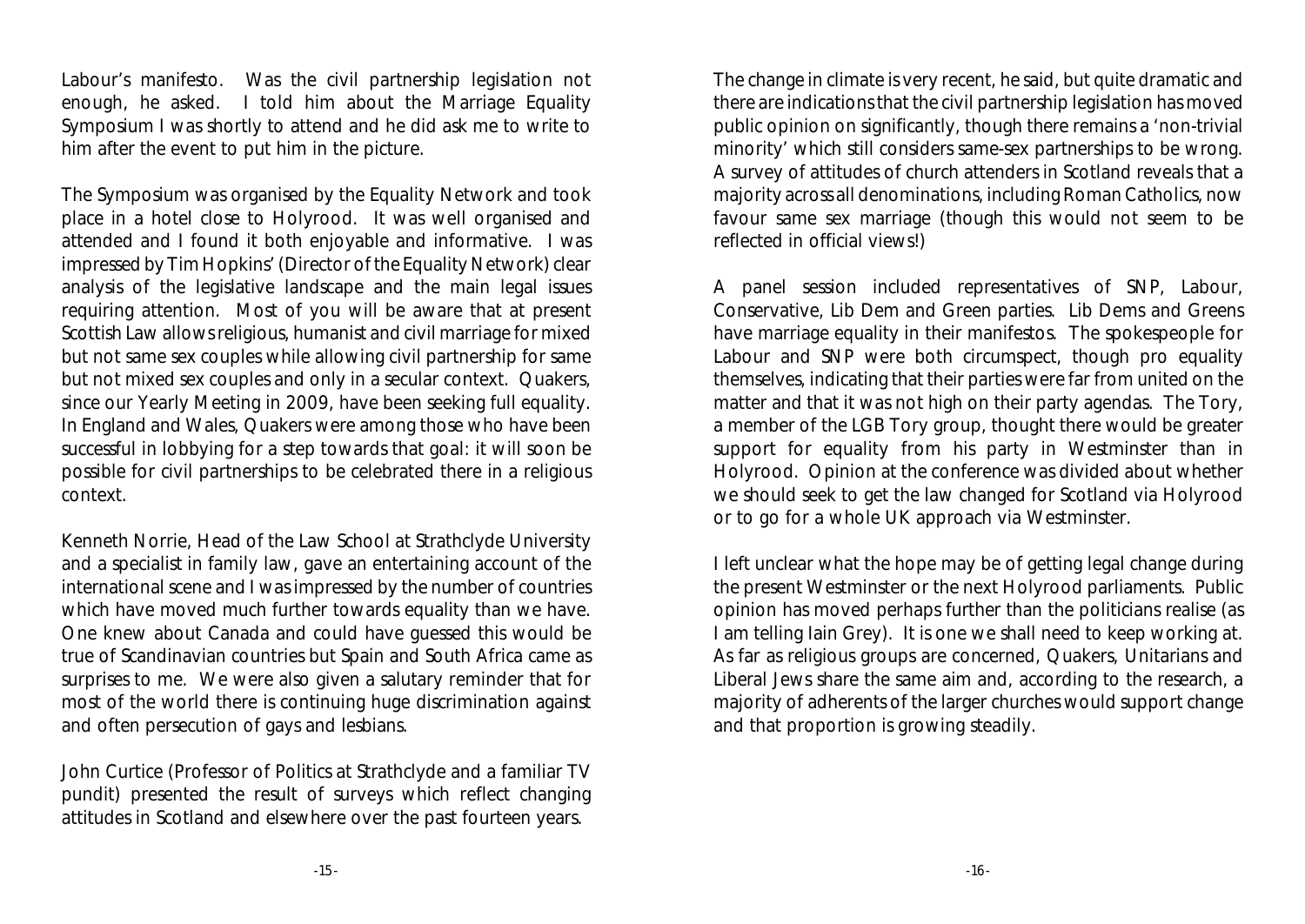Labour's manifesto. Was the civil partnership legislation not enough, he asked. I told him about the Marriage Equality Symposium I was shortly to attend and he did ask me to write to him after the event to put him in the picture.

The Symposium was organised by the Equality Network and took place in a hotel close to Holyrood. It was well organised and attended and I found it both enjoyable and informative. I was impressed by Tim Hopkins' (Director of the Equality Network) clear analysis of the legislative landscape and the main legal issues requiring attention. Most of you will be aware that at present Scottish Law allows religious, humanist and civil marriage for mixed but not same sex couples while allowing civil partnership for same but not mixed sex couples and only in a secular context. Quakers, since our Yearly Meeting in 2009, have been seeking full equality. In England and Wales, Quakers were among those who have been successful in lobbying for a step towards that goal: it will soon be possible for civil partnerships to be celebrated there in a religious context.

Kenneth Norrie, Head of the Law School at Strathclyde University and a specialist in family law, gave an entertaining account of the international scene and I was impressed by the number of countries which have moved much further towards equality than we have. One knew about Canada and could have guessed this would be true of Scandinavian countries but Spain and South Africa came as surprises to me. We were also given a salutary reminder that for most of the world there is continuing huge discrimination against and often persecution of gays and lesbians.

John Curtice (Professor of Politics at Strathclyde and a familiar TV pundit) presented the result of surveys which reflect changing attitudes in Scotland and elsewhere over the past fourteen years.

The change in climate is very recent, he said, but quite dramatic and there are indications that the civil partnership legislation has moved public opinion on significantly, though there remains a 'non-trivial minority' which still considers same-sex partnerships to be wrong. A survey of attitudes of church attenders in Scotland reveals that a majority across all denominations, including Roman Catholics, now favour same sex marriage (though this would not seem to be reflected in official views!)

A panel session included representatives of SNP, Labour, Conservative, Lib Dem and Green parties. Lib Dems and Greens have marriage equality in their manifestos. The spokespeople for Labour and SNP were both circumspect, though pro equality themselves, indicating that their parties were far from united on the matter and that it was not high on their party agendas. The Tory, a member of the LGB Tory group, thought there would be greater support for equality from his party in Westminster than in Holyrood. Opinion at the conference was divided about whether we should seek to get the law changed for Scotland via Holyrood or to go for a whole UK approach via Westminster.

I left unclear what the hope may be of getting legal change during the present Westminster or the next Holyrood parliaments. Public opinion has moved perhaps further than the politicians realise (as I am telling Iain Grey). It is one we shall need to keep working at. As far as religious groups are concerned, Quakers, Unitarians and Liberal Jews share the same aim and, according to the research, a majority of adherents of the larger churches would support change and that proportion is growing steadily.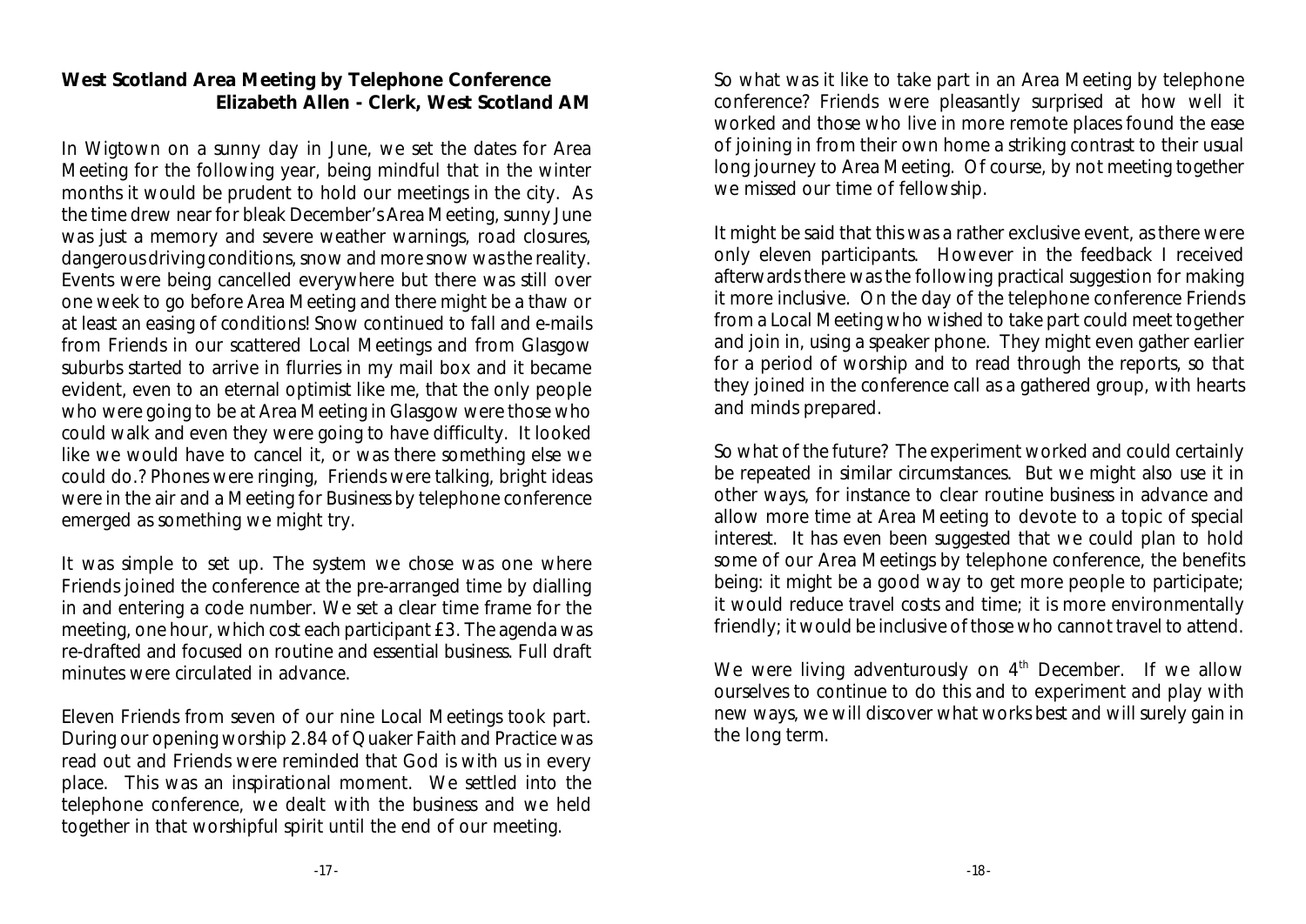## West Scotland Area Meeting by Telephone Conference

**Elizabeth Allen - Clerk, West Scotland AM**

In Wigtown on a sunny day in June, we set the dates for Area Meeting for the following year, being mindful that in the winter months it would be prudent to hold our meetings in the city. As the time drew near for bleak December's Area Meeting, sunny June was just a memory and severe weather warnings, road closures, dangerous driving conditions, snow and more snow was the reality. Events were being cancelled everywhere but there was still over one week to go before Area Meeting and there might be a thaw or at least an easing of conditions! Snow continued to fall and e-mails from Friends in our scattered Local Meetings and from Glasgow suburbs started to arrive in flurries in my mail box and it became evident, even to an eternal optimist like me, that the only people who were going to be at Area Meeting in Glasgow were those who could walk and even they were going to have difficulty. It looked like we would have to cancel it, or was there something else we could do.? Phones were ringing, Friends were talking, bright ideas were in the air and a Meeting for Business by telephone conference emerged as something we might try.

It was simple to set up. The system we chose was one where Friends joined the conference at the pre-arranged time by dialling in and entering a code number. We set a clear time frame for the meeting, one hour, which cost each participant £3. The agenda was re-drafted and focused on routine and essential business. Full draft minutes were circulated in advance.

Eleven Friends from seven of our nine Local Meetings took part. During our opening worship 2.84 of Quaker Faith and Practice was read out and Friends were reminded that God is with us in every place. This was an inspirational moment. We settled into the telephone conference, we dealt with the business and we held together in that worshipful spirit until the end of our meeting.

So what was it like to take part in an Area Meeting by telephone conference? Friends were pleasantly surprised at how well it worked and those who live in more remote places found the ease of joining in from their own home a striking contrast to their usual long journey to Area Meeting. Of course, by not meeting together we missed our time of fellowship.

It might be said that this was a rather exclusive event, as there were only eleven participants. However in the feedback I received afterwards there was the following practical suggestion for making it more inclusive. On the day of the telephone conference Friends from a Local Meeting who wished to take part could meet together and join in, using a speaker phone. They might even gather earlier for a period of worship and to read through the reports, so that they joined in the conference call as a gathered group, with hearts and minds prepared.

So what of the future? The experiment worked and could certainly be repeated in similar circumstances. But we might also use it in other ways, for instance to clear routine business in advance and allow more time at Area Meeting to devote to a topic of special interest. It has even been suggested that we could plan to hold some of our Area Meetings by telephone conference, the benefits being: it might be a good way to get more people to participate; it would reduce travel costs and time; it is more environmentally friendly; it would be inclusive of those who cannot travel to attend.

We were living adventurously on 4th December. If we allow ourselves to continue to do this and to experiment and play with new ways, we will discover what works best and will surely gain in the long term.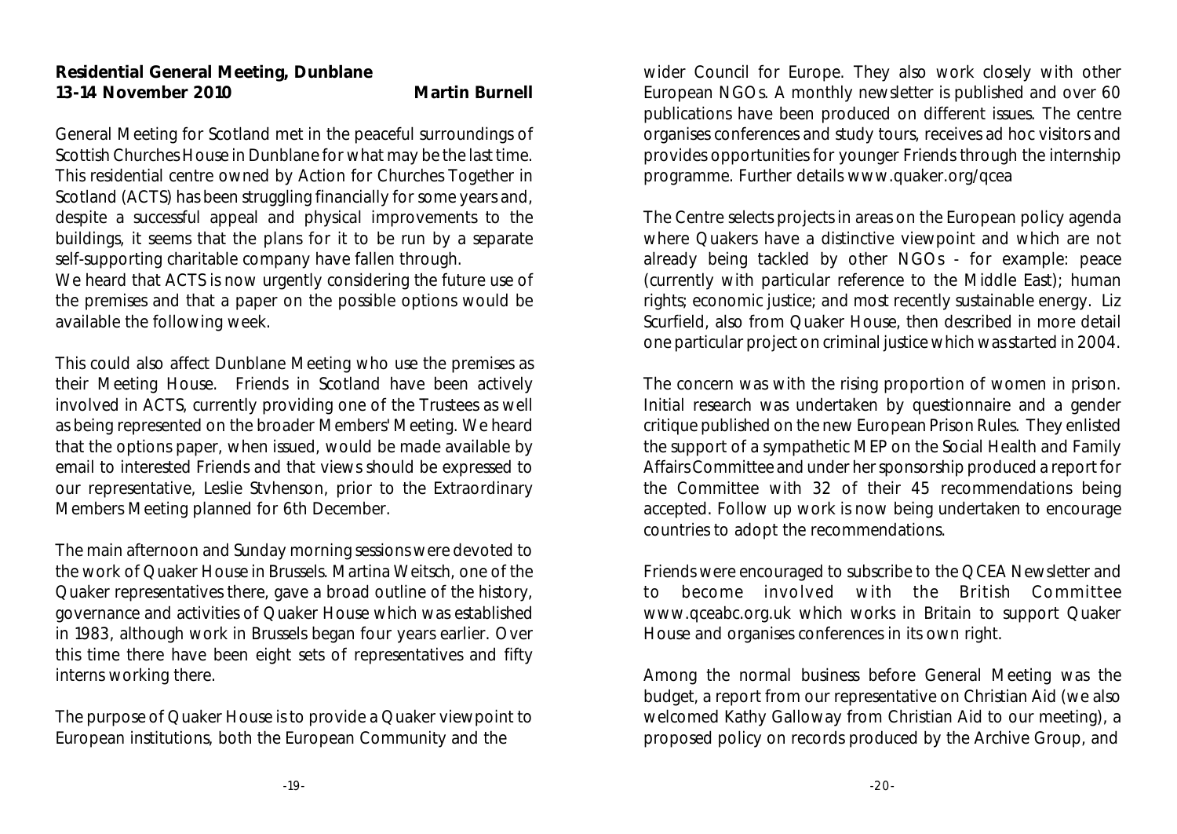**Residential General Meeting, Dunblane**
**13-14 November 2010** **Martin Burnell**

General Meeting for Scotland met in the peaceful surroundings of Scottish Churches House in Dunblane for what may be the last time. This residential centre owned by Action for Churches Together in Scotland (ACTS) has been struggling financially for some years and, despite a successful appeal and physical improvements to the buildings, it seems that the plans for it to be run by a separate self-supporting charitable company have fallen through.
We heard that ACTS is now urgently considering the future use of the premises and that a paper on the possible options would be available the following week.

This could also affect Dunblane Meeting who use the premises as their Meeting House. Friends in Scotland have been actively involved in ACTS, currently providing one of the Trustees as well as being represented on the broader Members' Meeting. We heard that the options paper, when issued, would be made available by email to interested Friends and that views should be expressed to our representative, Leslie Stvhenson, prior to the Extraordinary Members Meeting planned for 6th December.

The main afternoon and Sunday morning sessions were devoted to the work of Quaker House in Brussels. Martina Weitsch, one of the Quaker representatives there, gave a broad outline of the history, governance and activities of Quaker House which was established in 1983, although work in Brussels began four years earlier. Over this time there have been eight sets of representatives and fifty interns working there.

The purpose of Quaker House is to provide a Quaker viewpoint to European institutions, both the European Community and the wider Council for Europe. They also work closely with other European NGOs. A monthly newsletter is published and over 60 publications have been produced on different issues. The centre organises conferences and study tours, receives ad hoc visitors and provides opportunities for younger Friends through the internship programme. Further details www.quaker.org/qcea

The Centre selects projects in areas on the European policy agenda where Quakers have a distinctive viewpoint and which are not already being tackled by other NGOs - for example: peace (currently with particular reference to the Middle East); human rights; economic justice; and most recently sustainable energy. Liz Scurfield, also from Quaker House, then described in more detail one particular project on criminal justice which was started in 2004.

The concern was with the rising proportion of women in prison. Initial research was undertaken by questionnaire and a gender critique published on the new European Prison Rules. They enlisted the support of a sympathetic MEP on the Social Health and Family Affairs Committee and under her sponsorship produced a report for the Committee with 32 of their 45 recommendations being accepted. Follow up work is now being undertaken to encourage countries to adopt the recommendations.

Friends were encouraged to subscribe to the QCEA Newsletter and to become involved with the British Committee www.qceabc.org.uk which works in Britain to support Quaker House and organises conferences in its own right.

Among the normal business before General Meeting was the budget, a report from our representative on Christian Aid (we also welcomed Kathy Galloway from Christian Aid to our meeting), a proposed policy on records produced by the Archive Group, and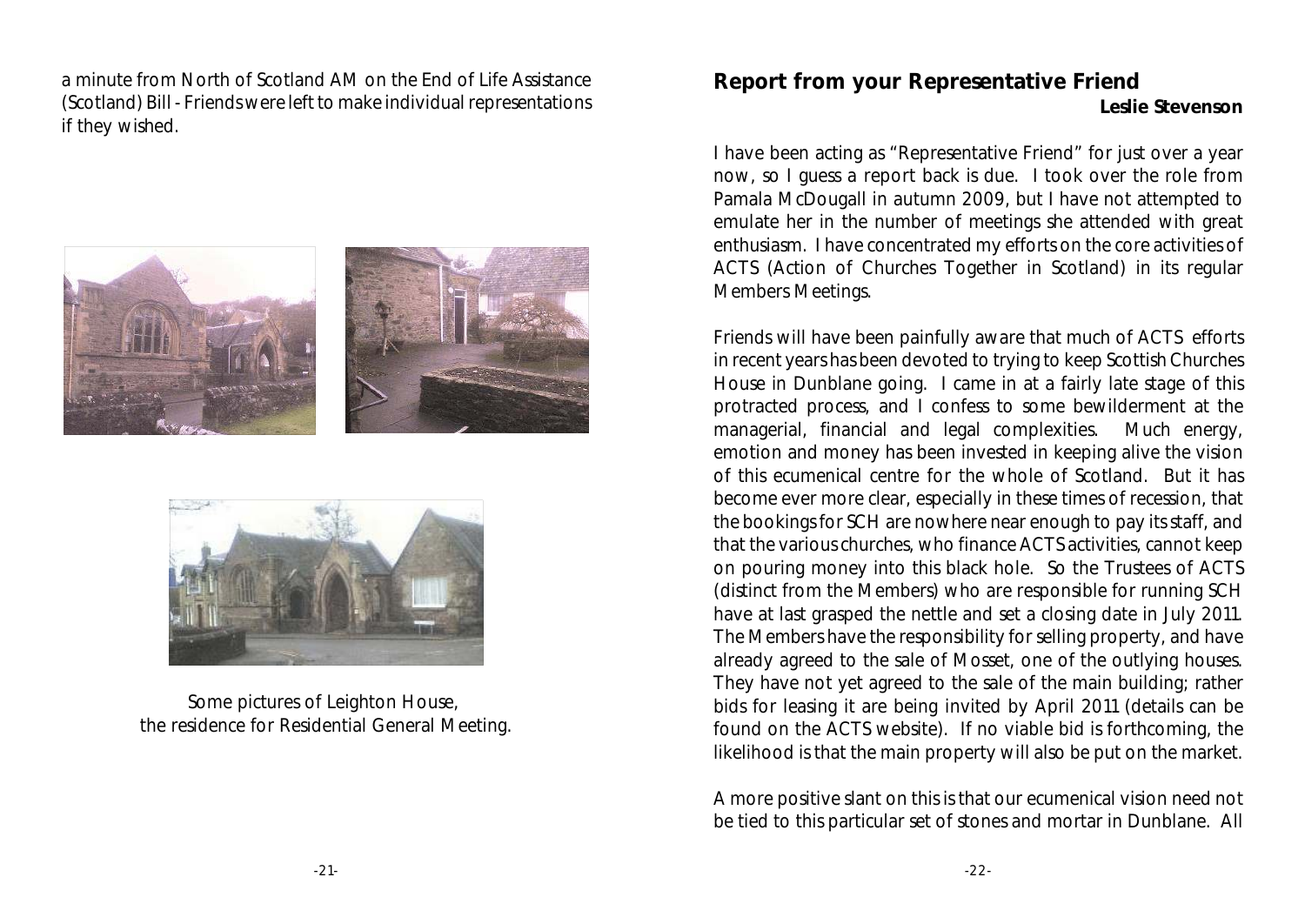a minute from North of Scotland AM on the End of Life Assistance (Scotland) Bill - Friends were left to make individual representations if they wished.

Some pictures of Leighton House,
the residence for Residential General Meeting.

## Report from your Representative Friend

**Leslie Stevenson**

I have been acting as "Representative Friend" for just over a year now, so I guess a report back is due. I took over the role from Pamala McDougall in autumn 2009, but I have not attempted to emulate her in the number of meetings she attended with great enthusiasm. I have concentrated my efforts on the core activities of ACTS (Action of Churches Together in Scotland) in its regular Members Meetings.

Friends will have been painfully aware that much of ACTS efforts in recent years has been devoted to trying to keep Scottish Churches House in Dunblane going. I came in at a fairly late stage of this protracted process, and I confess to some bewilderment at the managerial, financial and legal complexities. Much energy, emotion and money has been invested in keeping alive the vision of this ecumenical centre for the whole of Scotland. But it has become ever more clear, especially in these times of recession, that the bookings for SCH are nowhere near enough to pay its staff, and that the various churches, who finance ACTS activities, cannot keep on pouring money into this black hole. So the Trustees of ACTS (distinct from the Members) who are responsible for running SCH have at last grasped the nettle and set a closing date in July 2011. The Members have the responsibility for selling property, and have already agreed to the sale of Mosset, one of the outlying houses. They have not yet agreed to the sale of the main building; rather bids for leasing it are being invited by April 2011 (details can be found on the ACTS website). If no viable bid is forthcoming, the likelihood is that the main property will also be put on the market.

A more positive slant on this is that our ecumenical vision need not be tied to this particular set of stones and mortar in Dunblane. All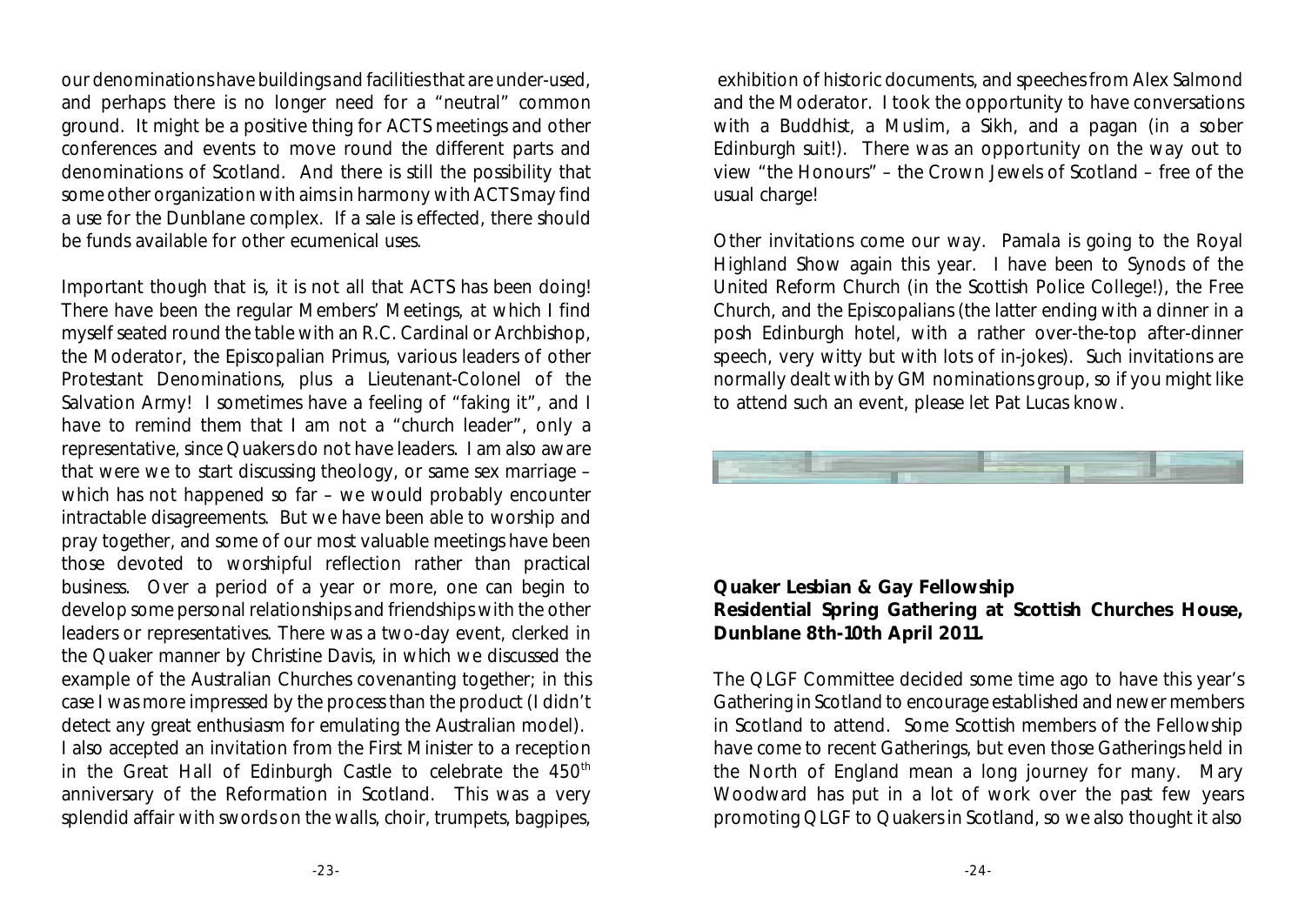our denominations have buildings and facilities that are under-used, and perhaps there is no longer need for a "neutral" common ground. It might be a positive thing for ACTS meetings and other conferences and events to move round the different parts and denominations of Scotland. And there is still the possibility that some other organization with aims in harmony with ACTS may find a use for the Dunblane complex. If a sale is effected, there should be funds available for other ecumenical uses.

Important though that is, it is not all that ACTS has been doing! There have been the regular Members' Meetings, at which I find myself seated round the table with an R.C. Cardinal or Archbishop, the Moderator, the Episcopalian Primus, various leaders of other Protestant Denominations, plus a Lieutenant-Colonel of the Salvation Army! I sometimes have a feeling of "faking it", and I have to remind them that I am not a "church leader", only a representative, since Quakers do not have leaders. I am also aware that were we to start discussing theology, or same sex marriage – which has not happened so far – we would probably encounter intractable disagreements. But we have been able to worship and pray together, and some of our most valuable meetings have been those devoted to worshipful reflection rather than practical business. Over a period of a year or more, one can begin to develop some personal relationships and friendships with the other leaders or representatives. There was a two-day event, clerked in the Quaker manner by Christine Davis, in which we discussed the example of the Australian Churches covenanting together; in this case I was more impressed by the process than the product (I didn't detect any great enthusiasm for emulating the Australian model).
I also accepted an invitation from the First Minister to a reception in the Great Hall of Edinburgh Castle to celebrate the 450th anniversary of the Reformation in Scotland. This was a very splendid affair with swords on the walls, choir, trumpets, bagpipes, exhibition of historic documents, and speeches from Alex Salmond and the Moderator. I took the opportunity to have conversations with a Buddhist, a Muslim, a Sikh, and a pagan (in a sober Edinburgh suit!). There was an opportunity on the way out to view "the Honours" – the Crown Jewels of Scotland – free of the usual charge!

Other invitations come our way. Pamala is going to the Royal Highland Show again this year. I have been to Synods of the United Reform Church (in the Scottish Police College!), the Free Church, and the Episcopalians (the latter ending with a dinner in a posh Edinburgh hotel, with a rather over-the-top after-dinner speech, very witty but with lots of in-jokes). Such invitations are normally dealt with by GM nominations group, so if you might like to attend such an event, please let Pat Lucas know.

**Quaker Lesbian & Gay Fellowship**
**Residential Spring Gathering at Scottish Churches House, Dunblane 8th-10th April 2011.**

The QLGF Committee decided some time ago to have this year's Gathering in Scotland to encourage established and newer members in Scotland to attend. Some Scottish members of the Fellowship have come to recent Gatherings, but even those Gatherings held in the North of England mean a long journey for many. Mary Woodward has put in a lot of work over the past few years promoting QLGF to Quakers in Scotland, so we also thought it also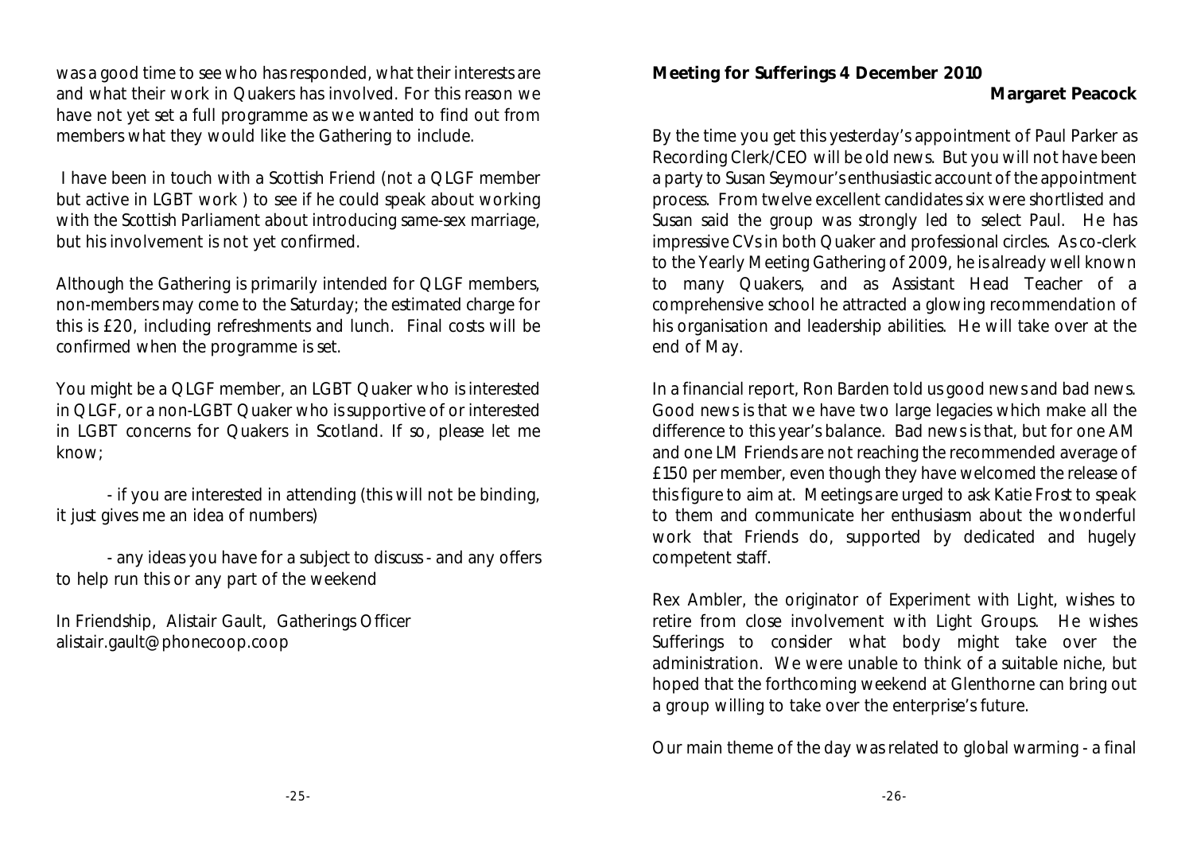was a good time to see who has responded, what their interests are and what their work in Quakers has involved. For this reason we have not yet set a full programme as we wanted to find out from members what they would like the Gathering to include.

I have been in touch with a Scottish Friend (not a QLGF member but active in LGBT work ) to see if he could speak about working with the Scottish Parliament about introducing same-sex marriage, but his involvement is not yet confirmed.

Although the Gathering is primarily intended for QLGF members, non-members may come to the Saturday; the estimated charge for this is £20, including refreshments and lunch. Final costs will be confirmed when the programme is set.

You might be a QLGF member, an LGBT Quaker who is interested in QLGF, or a non-LGBT Quaker who is supportive of or interested in LGBT concerns for Quakers in Scotland. If so, please let me know;

- if you are interested in attending (this will not be binding, it just gives me an idea of numbers)

- any ideas you have for a subject to discuss - and any offers to help run this or any part of the weekend

In Friendship, Alistair Gault, Gatherings Officer
alistair.gault@phonecoop.coop

**Meeting for Sufferings 4 December 2010**

**Margaret Peacock**

By the time you get this yesterday's appointment of Paul Parker as Recording Clerk/CEO will be old news. But you will not have been a party to Susan Seymour's enthusiastic account of the appointment process. From twelve excellent candidates six were shortlisted and Susan said the group was strongly led to select Paul. He has impressive CVs in both Quaker and professional circles. As co-clerk to the Yearly Meeting Gathering of 2009, he is already well known to many Quakers, and as Assistant Head Teacher of a comprehensive school he attracted a glowing recommendation of his organisation and leadership abilities. He will take over at the end of May.

In a financial report, Ron Barden told us good news and bad news. Good news is that we have two large legacies which make all the difference to this year's balance. Bad news is that, but for one AM and one LM Friends are not reaching the recommended average of £150 per member, even though they have welcomed the release of this figure to aim at. Meetings are urged to ask Katie Frost to speak to them and communicate her enthusiasm about the wonderful work that Friends do, supported by dedicated and hugely competent staff.

Rex Ambler, the originator of Experiment with Light, wishes to retire from close involvement with Light Groups. He wishes Sufferings to consider what body might take over the administration. We were unable to think of a suitable niche, but hoped that the forthcoming weekend at Glenthorne can bring out a group willing to take over the enterprise's future.

Our main theme of the day was related to global warming - a final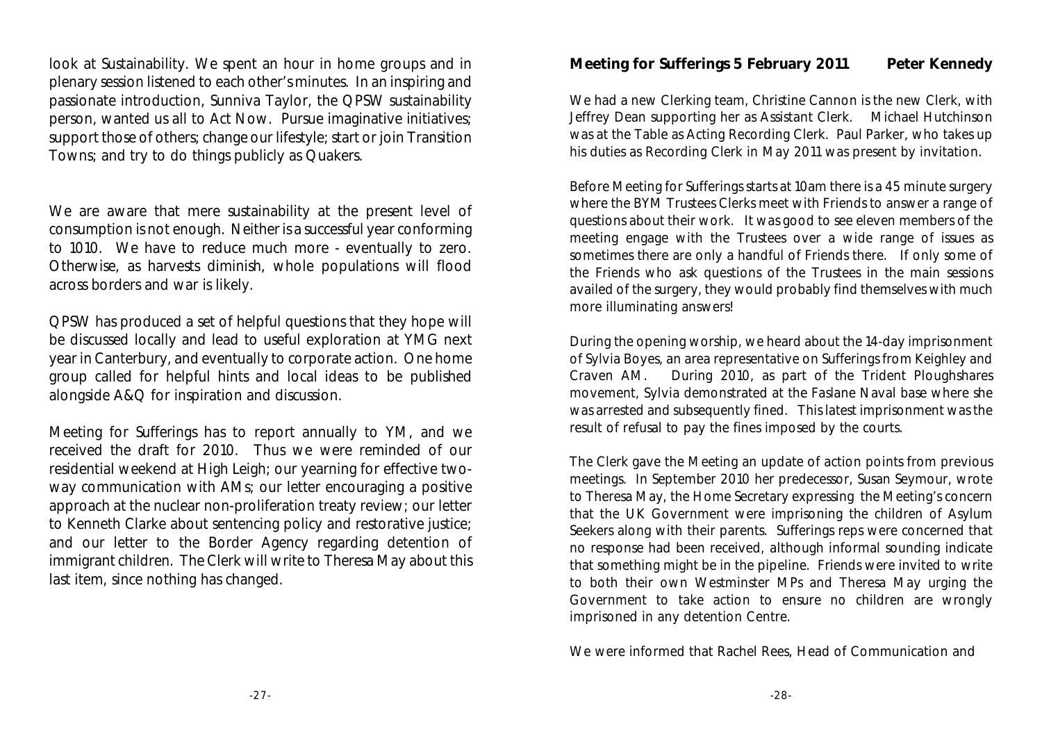look at Sustainability. We spent an hour in home groups and in plenary session listened to each other's minutes. In an inspiring and passionate introduction, Sunniva Taylor, the QPSW sustainability person, wanted us all to Act Now. Pursue imaginative initiatives; support those of others; change our lifestyle; start or join Transition Towns; and try to do things publicly as Quakers.

We are aware that mere sustainability at the present level of consumption is not enough. Neither is a successful year conforming to 1010. We have to reduce much more - eventually to zero. Otherwise, as harvests diminish, whole populations will flood across borders and war is likely.

QPSW has produced a set of helpful questions that they hope will be discussed locally and lead to useful exploration at YMG next year in Canterbury, and eventually to corporate action. One home group called for helpful hints and local ideas to be published alongside A&Q for inspiration and discussion.

Meeting for Sufferings has to report annually to YM, and we received the draft for 2010. Thus we were reminded of our residential weekend at High Leigh; our yearning for effective two-way communication with AMs; our letter encouraging a positive approach at the nuclear non-proliferation treaty review; our letter to Kenneth Clarke about sentencing policy and restorative justice; and our letter to the Border Agency regarding detention of immigrant children. The Clerk will write to Theresa May about this last item, since nothing has changed.

## Meeting for Sufferings 5 February 2011 — Peter Kennedy

We had a new Clerking team, Christine Cannon is the new Clerk, with Jeffrey Dean supporting her as Assistant Clerk. Michael Hutchinson was at the Table as Acting Recording Clerk. Paul Parker, who takes up his duties as Recording Clerk in May 2011 was present by invitation.

Before Meeting for Sufferings starts at 10am there is a 45 minute surgery where the BYM Trustees Clerks meet with Friends to answer a range of questions about their work. It was good to see eleven members of the meeting engage with the Trustees over a wide range of issues as sometimes there are only a handful of Friends there. If only some of the Friends who ask questions of the Trustees in the main sessions availed of the surgery, they would probably find themselves with much more illuminating answers!

During the opening worship, we heard about the 14-day imprisonment of Sylvia Boyes, an area representative on Sufferings from Keighley and Craven AM. During 2010, as part of the Trident Ploughshares movement, Sylvia demonstrated at the Faslane Naval base where she was arrested and subsequently fined. This latest imprisonment was the result of refusal to pay the fines imposed by the courts.

The Clerk gave the Meeting an update of action points from previous meetings. In September 2010 her predecessor, Susan Seymour, wrote to Theresa May, the Home Secretary expressing the Meeting's concern that the UK Government were imprisoning the children of Asylum Seekers along with their parents. Sufferings reps were concerned that no response had been received, although informal sounding indicate that something might be in the pipeline. Friends were invited to write to both their own Westminster MPs and Theresa May urging the Government to take action to ensure no children are wrongly imprisoned in any detention Centre.

We were informed that Rachel Rees, Head of Communication and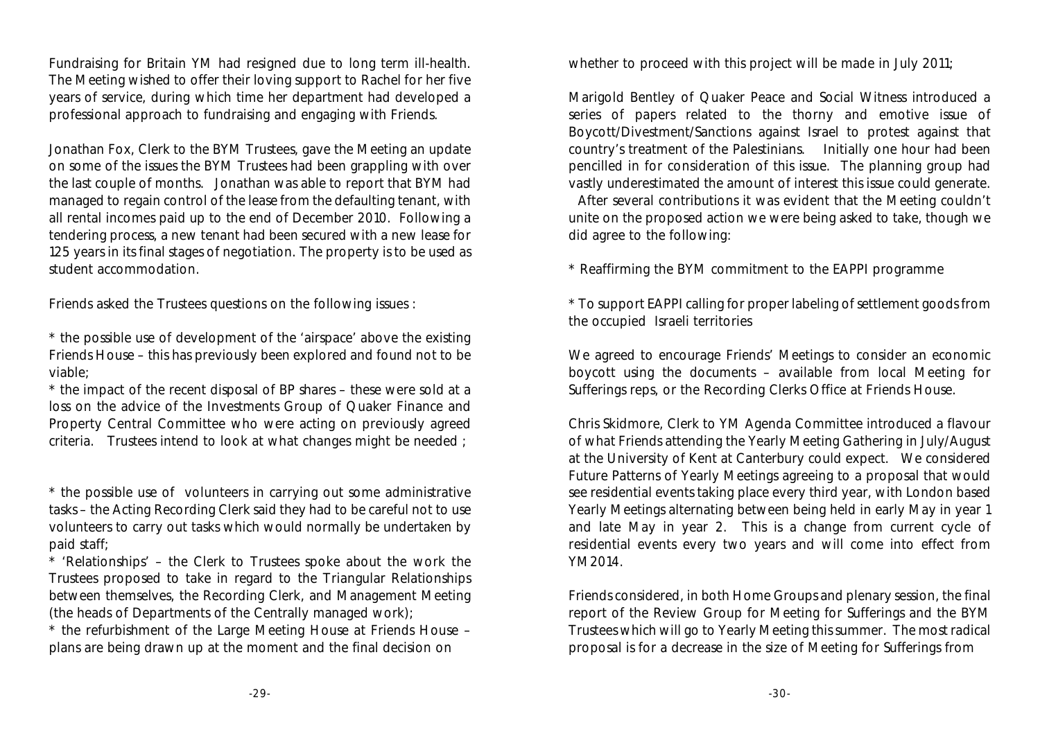Fundraising for Britain YM had resigned due to long term ill-health. The Meeting wished to offer their loving support to Rachel for her five years of service, during which time her department had developed a professional approach to fundraising and engaging with Friends.

Jonathan Fox, Clerk to the BYM Trustees, gave the Meeting an update on some of the issues the BYM Trustees had been grappling with over the last couple of months. Jonathan was able to report that BYM had managed to regain control of the lease from the defaulting tenant, with all rental incomes paid up to the end of December 2010. Following a tendering process, a new tenant had been secured with a new lease for 125 years in its final stages of negotiation. The property is to be used as student accommodation.

Friends asked the Trustees questions on the following issues :

* the possible use of development of the 'airspace' above the existing Friends House – this has previously been explored and found not to be viable;
* the impact of the recent disposal of BP shares – these were sold at a loss on the advice of the Investments Group of Quaker Finance and Property Central Committee who were acting on previously agreed criteria. Trustees intend to look at what changes might be needed ;

* the possible use of volunteers in carrying out some administrative tasks – the Acting Recording Clerk said they had to be careful not to use volunteers to carry out tasks which would normally be undertaken by paid staff;
* 'Relationships' – the Clerk to Trustees spoke about the work the Trustees proposed to take in regard to the Triangular Relationships between themselves, the Recording Clerk, and Management Meeting (the heads of Departments of the Centrally managed work);
* the refurbishment of the Large Meeting House at Friends House – plans are being drawn up at the moment and the final decision on whether to proceed with this project will be made in July 2011;

Marigold Bentley of Quaker Peace and Social Witness introduced a series of papers related to the thorny and emotive issue of Boycott/Divestment/Sanctions against Israel to protest against that country's treatment of the Palestinians. Initially one hour had been pencilled in for consideration of this issue. The planning group had vastly underestimated the amount of interest this issue could generate. After several contributions it was evident that the Meeting couldn't unite on the proposed action we were being asked to take, though we did agree to the following:

* Reaffirming the BYM commitment to the EAPPI programme

* To support EAPPI calling for proper labeling of settlement goods from the occupied Israeli territories

We agreed to encourage Friends' Meetings to consider an economic boycott using the documents – available from local Meeting for Sufferings reps, or the Recording Clerks Office at Friends House.

Chris Skidmore, Clerk to YM Agenda Committee introduced a flavour of what Friends attending the Yearly Meeting Gathering in July/August at the University of Kent at Canterbury could expect. We considered Future Patterns of Yearly Meetings agreeing to a proposal that would see residential events taking place every third year, with London based Yearly Meetings alternating between being held in early May in year 1 and late May in year 2. This is a change from current cycle of residential events every two years and will come into effect from YM2014.

Friends considered, in both Home Groups and plenary session, the final report of the Review Group for Meeting for Sufferings and the BYM Trustees which will go to Yearly Meeting this summer. The most radical proposal is for a decrease in the size of Meeting for Sufferings from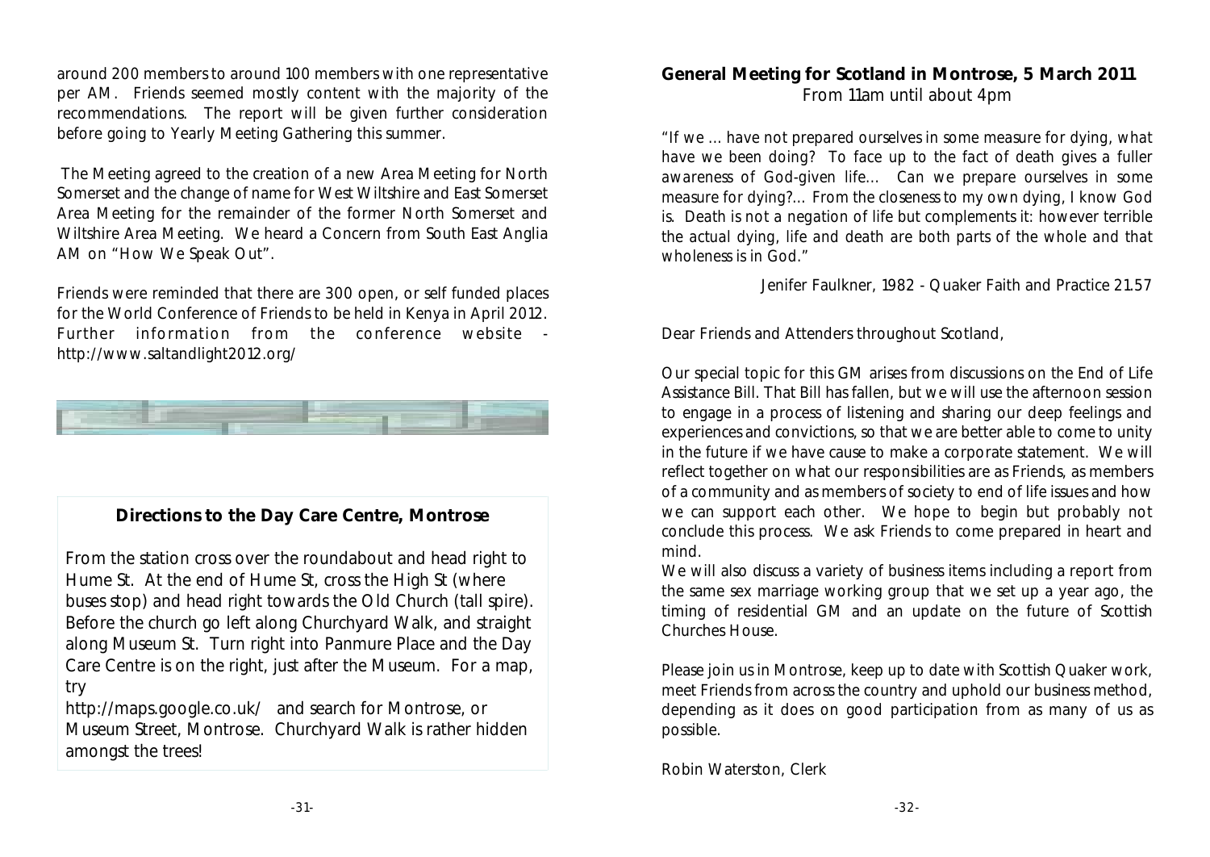around 200 members to around 100 members with one representative per AM. Friends seemed mostly content with the majority of the recommendations. The report will be given further consideration before going to Yearly Meeting Gathering this summer.

The Meeting agreed to the creation of a new Area Meeting for North Somerset and the change of name for West Wiltshire and East Somerset Area Meeting for the remainder of the former North Somerset and Wiltshire Area Meeting. We heard a Concern from South East Anglia AM on "How We Speak Out".

Friends were reminded that there are 300 open, or self funded places for the World Conference of Friends to be held in Kenya in April 2012. Further information from the conference website - http://www.saltandlight2012.org/

### Directions to the Day Care Centre, Montrose

From the station cross over the roundabout and head right to Hume St. At the end of Hume St, cross the High St (where buses stop) and head right towards the Old Church (tall spire). Before the church go left along Churchyard Walk, and straight along Museum St. Turn right into Panmure Place and the Day Care Centre is on the right, just after the Museum. For a map, try http://maps.google.co.uk/ and search for Montrose, or Museum Street, Montrose. Churchyard Walk is rather hidden amongst the trees!

## General Meeting for Scotland in Montrose, 5 March 2011

From 11am until about 4pm

"If we ... have not prepared ourselves in some measure for dying, what have we been doing? To face up to the fact of death gives a fuller awareness of God-given life... Can we prepare ourselves in some measure for dying?... From the closeness to my own dying, I know God is. Death is not a negation of life but complements it: however terrible the actual dying, life and death are both parts of the whole and that wholeness is in God."

Jenifer Faulkner, 1982 - Quaker Faith and Practice 21.57

Dear Friends and Attenders throughout Scotland,

Our special topic for this GM arises from discussions on the End of Life Assistance Bill. That Bill has fallen, but we will use the afternoon session to engage in a process of listening and sharing our deep feelings and experiences and convictions, so that we are better able to come to unity in the future if we have cause to make a corporate statement. We will reflect together on what our responsibilities are as Friends, as members of a community and as members of society to end of life issues and how we can support each other. We hope to begin but probably not conclude this process. We ask Friends to come prepared in heart and mind.

We will also discuss a variety of business items including a report from the same sex marriage working group that we set up a year ago, the timing of residential GM and an update on the future of Scottish Churches House.

Please join us in Montrose, keep up to date with Scottish Quaker work, meet Friends from across the country and uphold our business method, depending as it does on good participation from as many of us as possible.

Robin Waterston, Clerk